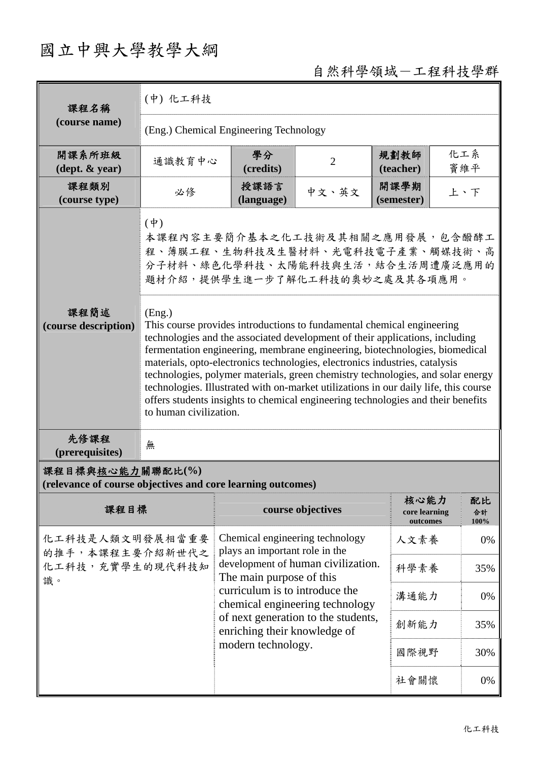# 國立中興大學教學大綱

自然科學領域－工程科技學群

| 課程名稱 (course name) | (中) 化工科技 | | | | |
|---|---|---|---|---|---|
| | (Eng.) Chemical Engineering Technology | | | | |
| 開課系所班級 (dept. & year) | 通識教育中心 | 學分 (credits) | 2 | 規劃教師 (teacher) | 化工系 竇維平 |
| 課程類別 (course type) | 必修 | 授課語言 (language) | 中文、英文 | 開課學期 (semester) | 上、下 |
| 課程簡述 (course description) | (中) 本課程內容主要簡介基本之化工技術及其相關之應用發展，包含醱酵工程、薄膜工程、生物科技及生醫材料、光電科技電子產業、觸媒技術、高分子材料、綠色化學科技、太陽能科技與生活，結合生活周遭廣泛應用的題材介紹，提供學生進一步了解化工科技的奧妙之處及其各項應用。 | | | | |
| | (Eng.) This course provides introductions to fundamental chemical engineering technologies and the associated development of their applications, including fermentation engineering, membrane engineering, biotechnologies, biomedical materials, opto-electronics technologies, electronics industries, catalysis technologies, polymer materials, green chemistry technologies, and solar energy technologies. Illustrated with on-market utilizations in our daily life, this course offers students insights to chemical engineering technologies and their benefits to human civilization. | | | | |
| 先修課程 (prerequisites) | 無 | | | | |

**課程目標與核心能力關聯配比(%)**
**(relevance of course objectives and core learning outcomes)**

| 課程目標 | course objectives | 核心能力 core learning outcomes | 配比 合計 100% |
|---|---|---|---|
| 化工科技是人類文明發展相當重要的推手，本課程主要介紹新世代之化工科技，充實學生的現代科技知識。 | Chemical engineering technology plays an important role in the development of human civilization. The main purpose of this curriculum is to introduce the chemical engineering technology of next generation to the students, enriching their knowledge of modern technology. | 人文素養 | 0% |
| | | 科學素養 | 35% |
| | | 溝通能力 | 0% |
| | | 創新能力 | 35% |
| | | 國際視野 | 30% |
| | | 社會關懷 | 0% |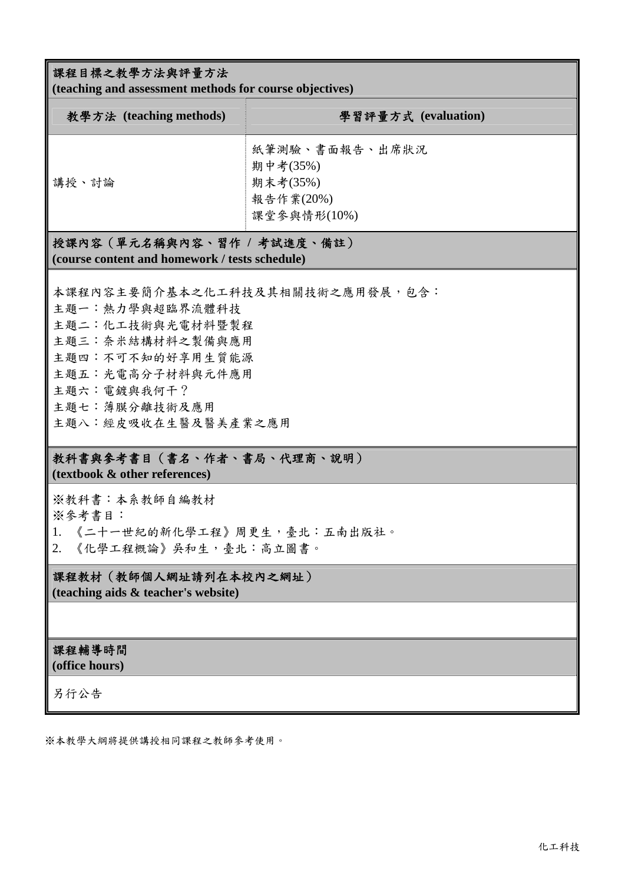## 課程目標之教學方法與評量方法
**(teaching and assessment methods for course objectives)**

| 教學方法 (teaching methods) | 學習評量方式 (evaluation) |
|---|---|
| 講授、討論 | 紙筆測驗、書面報告、出席狀況<br>期中考(35%)<br>期末考(35%)<br>報告作業(20%)<br>課堂參與情形(10%) |

## 授課內容（單元名稱與內容、習作 / 考試進度、備註）
**(course content and homework / tests schedule)**

本課程內容主要簡介基本之化工科技及其相關技術之應用發展，包含：
主題一：熱力學與超臨界流體科技
主題二：化工技術與光電材料暨製程
主題三：奈米結構材料之製備與應用
主題四：不可不知的好享用生質能源
主題五：光電高分子材料與元件應用
主題六：電鍍與我何干？
主題七：薄膜分離技術及應用
主題八：經皮吸收在生醫及醫美產業之應用

## 教科書與參考書目（書名、作者、書局、代理商、說明）
**(textbook & other references)**

※教科書：本系教師自編教材
※參考書目：
1. 《二十一世紀的新化學工程》周更生，臺北：五南出版社。
2. 《化學工程概論》吳和生，臺北：高立圖書。

## 課程教材（教師個人網址請列在本校內之網址）
**(teaching aids & teacher's website)**

## 課程輔導時間
**(office hours)**

另行公告

※本教學大綱將提供講授相同課程之教師參考使用。

化工科技